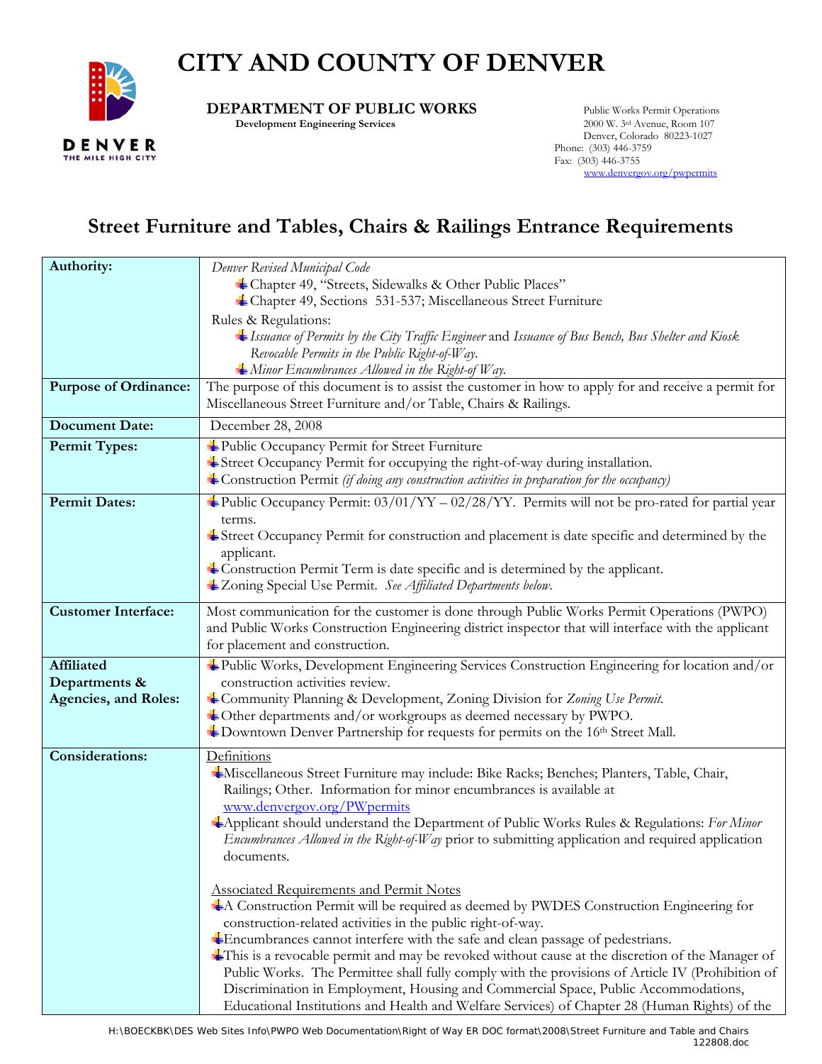# CITY AND COUNTY OF DENVER

**DEPARTMENT OF PUBLIC WORKS**
**Development Engineering Services**

Public Works Permit Operations
2000 W. 3rd Avenue, Room 107
Denver, Colorado 80223-1027
Phone: (303) 446-3759
Fax: (303) 446-3755
www.denvergov.org/pwpermits

## Street Furniture and Tables, Chairs & Railings Entrance Requirements

| | |
|---|---|
| **Authority:** | *Denver Revised Municipal Code*<br>- Chapter 49, "Streets, Sidewalks & Other Public Places"<br>- Chapter 49, Sections 531-537; Miscellaneous Street Furniture<br><br>Rules & Regulations:<br>- *Issuance of Permits by the City Traffic Engineer* and *Issuance of Bus Bench, Bus Shelter and Kiosk Revocable Permits in the Public Right-of-Way*.<br>- *Minor Encumbrances Allowed in the Right-of Way*. |
| **Purpose of Ordinance:** | The purpose of this document is to assist the customer in how to apply for and receive a permit for Miscellaneous Street Furniture and/or Table, Chairs & Railings. |
| **Document Date:** | December 28, 2008 |
| **Permit Types:** | - Public Occupancy Permit for Street Furniture<br>- Street Occupancy Permit for occupying the right-of-way during installation.<br>- Construction Permit *(if doing any construction activities in preparation for the occupancy)* |
| **Permit Dates:** | - Public Occupancy Permit: 03/01/YY – 02/28/YY. Permits will not be pro-rated for partial year terms.<br>- Street Occupancy Permit for construction and placement is date specific and determined by the applicant.<br>- Construction Permit Term is date specific and is determined by the applicant.<br>- Zoning Special Use Permit. *See Affiliated Departments below.* |
| **Customer Interface:** | Most communication for the customer is done through Public Works Permit Operations (PWPO) and Public Works Construction Engineering district inspector that will interface with the applicant for placement and construction. |
| **Affiliated Departments & Agencies, and Roles:** | - Public Works, Development Engineering Services Construction Engineering for location and/or construction activities review.<br>- Community Planning & Development, Zoning Division for *Zoning Use Permit.*<br>- Other departments and/or workgroups as deemed necessary by PWPO.<br>- Downtown Denver Partnership for requests for permits on the 16th Street Mall. |
| **Considerations:** | Definitions<br>- Miscellaneous Street Furniture may include: Bike Racks; Benches; Planters, Table, Chair, Railings; Other. Information for minor encumbrances is available at www.denvergov.org/PWpermits<br>- Applicant should understand the Department of Public Works Rules & Regulations: *For Minor Encumbrances Allowed in the Right-of-Way* prior to submitting application and required application documents.<br><br>Associated Requirements and Permit Notes<br>- A Construction Permit will be required as deemed by PWDES Construction Engineering for construction-related activities in the public right-of-way.<br>- Encumbrances cannot interfere with the safe and clean passage of pedestrians.<br>- This is a revocable permit and may be revoked without cause at the discretion of the Manager of Public Works. The Permittee shall fully comply with the provisions of Article IV (Prohibition of Discrimination in Employment, Housing and Commercial Space, Public Accommodations, Educational Institutions and Health and Welfare Services) of Chapter 28 (Human Rights) of the |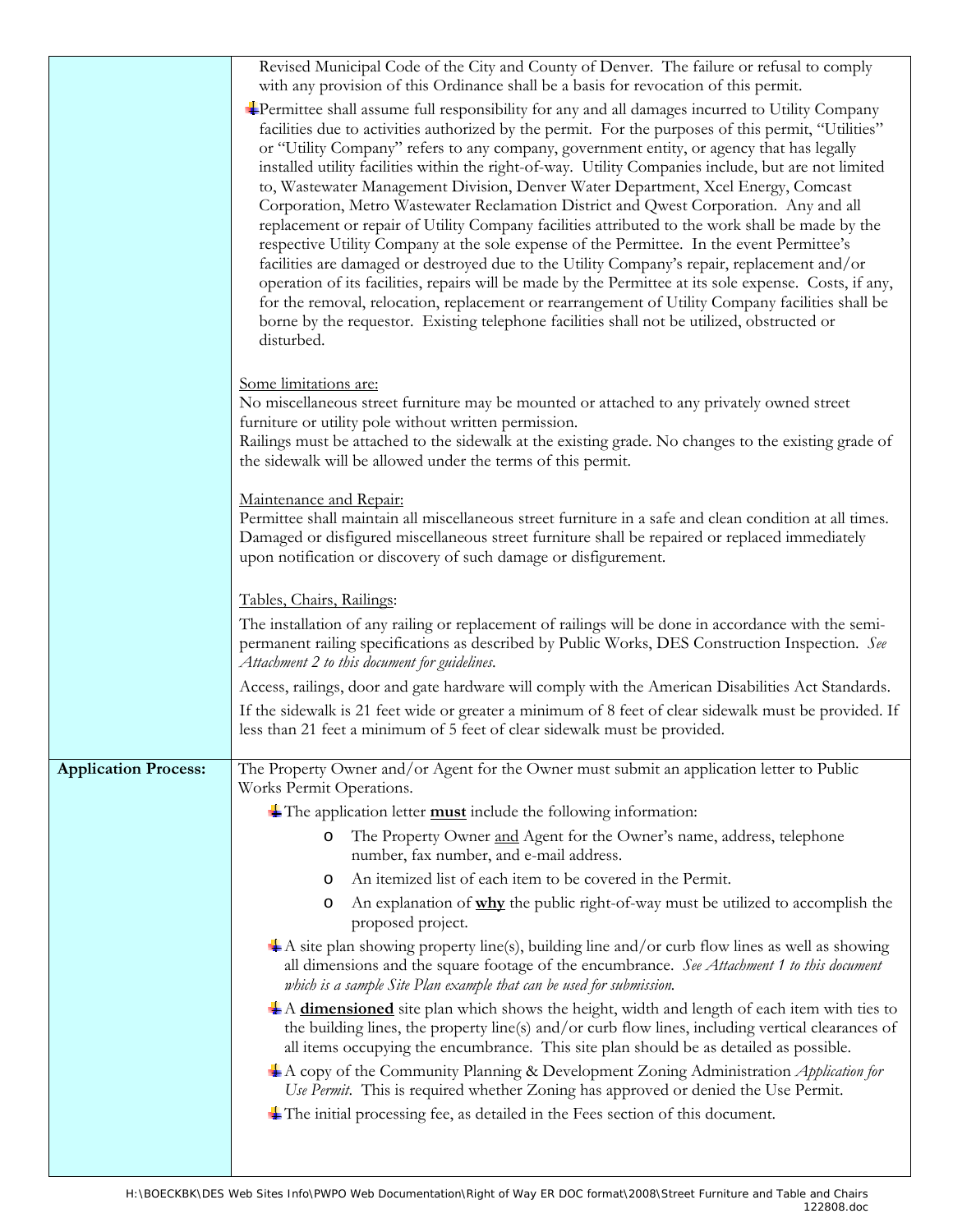| | |
|---|---|
| | Revised Municipal Code of the City and County of Denver. The failure or refusal to comply with any provision of this Ordinance shall be a basis for revocation of this permit.<br><br>- Permittee shall assume full responsibility for any and all damages incurred to Utility Company facilities due to activities authorized by the permit. For the purposes of this permit, "Utilities" or "Utility Company" refers to any company, government entity, or agency that has legally installed utility facilities within the right-of-way. Utility Companies include, but are not limited to, Wastewater Management Division, Denver Water Department, Xcel Energy, Comcast Corporation, Metro Wastewater Reclamation District and Qwest Corporation. Any and all replacement or repair of Utility Company facilities attributed to the work shall be made by the respective Utility Company at the sole expense of the Permittee. In the event Permittee's facilities are damaged or destroyed due to the Utility Company's repair, replacement and/or operation of its facilities, repairs will be made by the Permittee at its sole expense. Costs, if any, for the removal, relocation, replacement or rearrangement of Utility Company facilities shall be borne by the requestor. Existing telephone facilities shall not be utilized, obstructed or disturbed.<br><br><u>Some limitations are:</u><br>No miscellaneous street furniture may be mounted or attached to any privately owned street furniture or utility pole without written permission.<br>Railings must be attached to the sidewalk at the existing grade. No changes to the existing grade of the sidewalk will be allowed under the terms of this permit.<br><br><u>Maintenance and Repair:</u><br>Permittee shall maintain all miscellaneous street furniture in a safe and clean condition at all times. Damaged or disfigured miscellaneous street furniture shall be repaired or replaced immediately upon notification or discovery of such damage or disfigurement.<br><br><u>Tables, Chairs, Railings</u>:<br>The installation of any railing or replacement of railings will be done in accordance with the semi-permanent railing specifications as described by Public Works, DES Construction Inspection. *See Attachment 2 to this document for guidelines.*<br>Access, railings, door and gate hardware will comply with the American Disabilities Act Standards.<br>If the sidewalk is 21 feet wide or greater a minimum of 8 feet of clear sidewalk must be provided. If less than 21 feet a minimum of 5 feet of clear sidewalk must be provided. |
| **Application Process:** | The Property Owner and/or Agent for the Owner must submit an application letter to Public Works Permit Operations.<br><br>- The application letter **<u>must</u>** include the following information:<br>&nbsp;&nbsp;o The Property Owner <u>and</u> Agent for the Owner's name, address, telephone number, fax number, and e-mail address.<br>&nbsp;&nbsp;o An itemized list of each item to be covered in the Permit.<br>&nbsp;&nbsp;o An explanation of **<u>why</u>** the public right-of-way must be utilized to accomplish the proposed project.<br>- A site plan showing property line(s), building line and/or curb flow lines as well as showing all dimensions and the square footage of the encumbrance. *See Attachment 1 to this document which is a sample Site Plan example that can be used for submission.*<br>- A **<u>dimensioned</u>** site plan which shows the height, width and length of each item with ties to the building lines, the property line(s) and/or curb flow lines, including vertical clearances of all items occupying the encumbrance. This site plan should be as detailed as possible.<br>- A copy of the Community Planning & Development Zoning Administration *Application for Use Permit*. This is required whether Zoning has approved or denied the Use Permit.<br>- The initial processing fee, as detailed in the Fees section of this document. |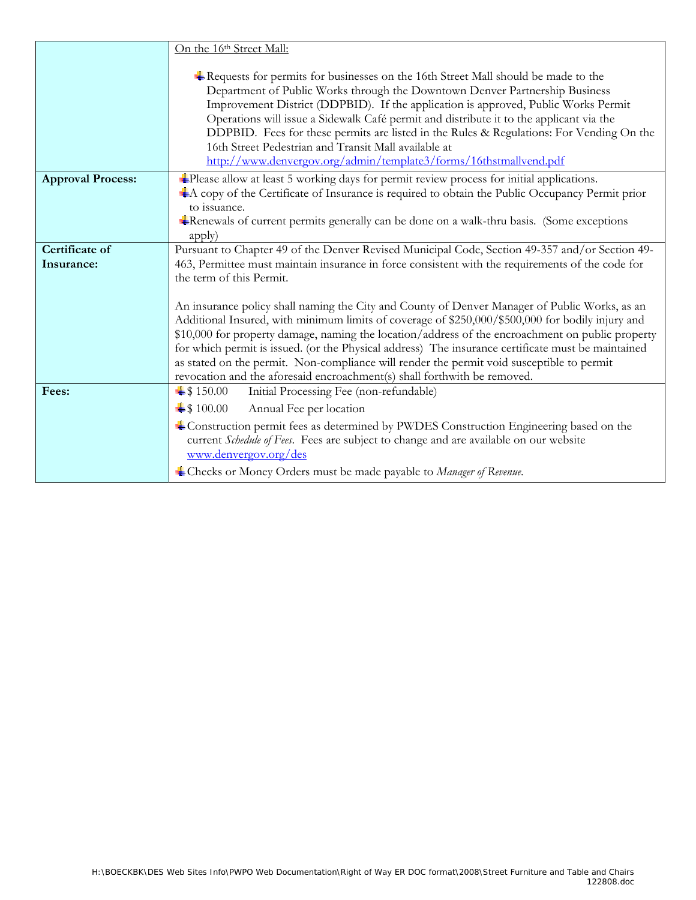| | |
|---|---|
| | <u>On the 16th Street Mall:</u><br><br>- Requests for permits for businesses on the 16th Street Mall should be made to the Department of Public Works through the Downtown Denver Partnership Business Improvement District (DDPBID). If the application is approved, Public Works Permit Operations will issue a Sidewalk Café permit and distribute it to the applicant via the DDPBID. Fees for these permits are listed in the Rules & Regulations: For Vending On the 16th Street Pedestrian and Transit Mall available at http://www.denvergov.org/admin/template3/forms/16thstmallvend.pdf |
| **Approval Process:** | - Please allow at least 5 working days for permit review process for initial applications.<br>- A copy of the Certificate of Insurance is required to obtain the Public Occupancy Permit prior to issuance.<br>- Renewals of current permits generally can be done on a walk-thru basis. (Some exceptions apply) |
| **Certificate of Insurance:** | Pursuant to Chapter 49 of the Denver Revised Municipal Code, Section 49-357 and/or Section 49-463, Permittee must maintain insurance in force consistent with the requirements of the code for the term of this Permit.<br><br>An insurance policy shall naming the City and County of Denver Manager of Public Works, as an Additional Insured, with minimum limits of coverage of $250,000/$500,000 for bodily injury and $10,000 for property damage, naming the location/address of the encroachment on public property for which permit is issued. (or the Physical address) The insurance certificate must be maintained as stated on the permit. Non-compliance will render the permit void susceptible to permit revocation and the aforesaid encroachment(s) shall forthwith be removed. |
| **Fees:** | - $ 150.00 Initial Processing Fee (non-refundable)<br>- $ 100.00 Annual Fee per location<br>- Construction permit fees as determined by PWDES Construction Engineering based on the current *Schedule of Fees*. Fees are subject to change and are available on our website www.denvergov.org/des<br>- Checks or Money Orders must be made payable to *Manager of Revenue*. |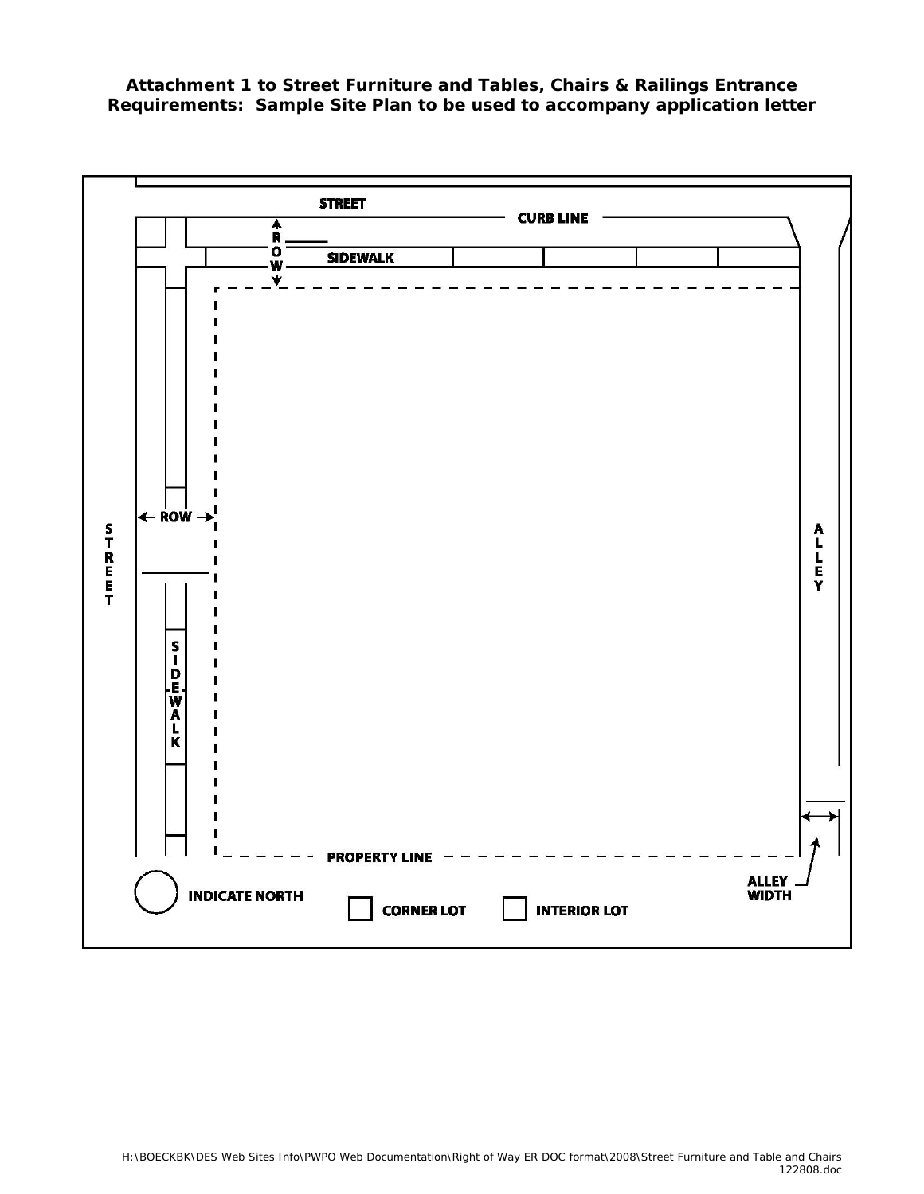**Attachment 1 to Street Furniture and Tables, Chairs & Railings Entrance Requirements: Sample Site Plan to be used to accompany application letter**

STREET

CURB LINE

ROW

SIDEWALK

ROW

STREET

SIDEWALK

ALLEY

PROPERTY LINE

ALLEY WIDTH

INDICATE NORTH

CORNER LOT

INTERIOR LOT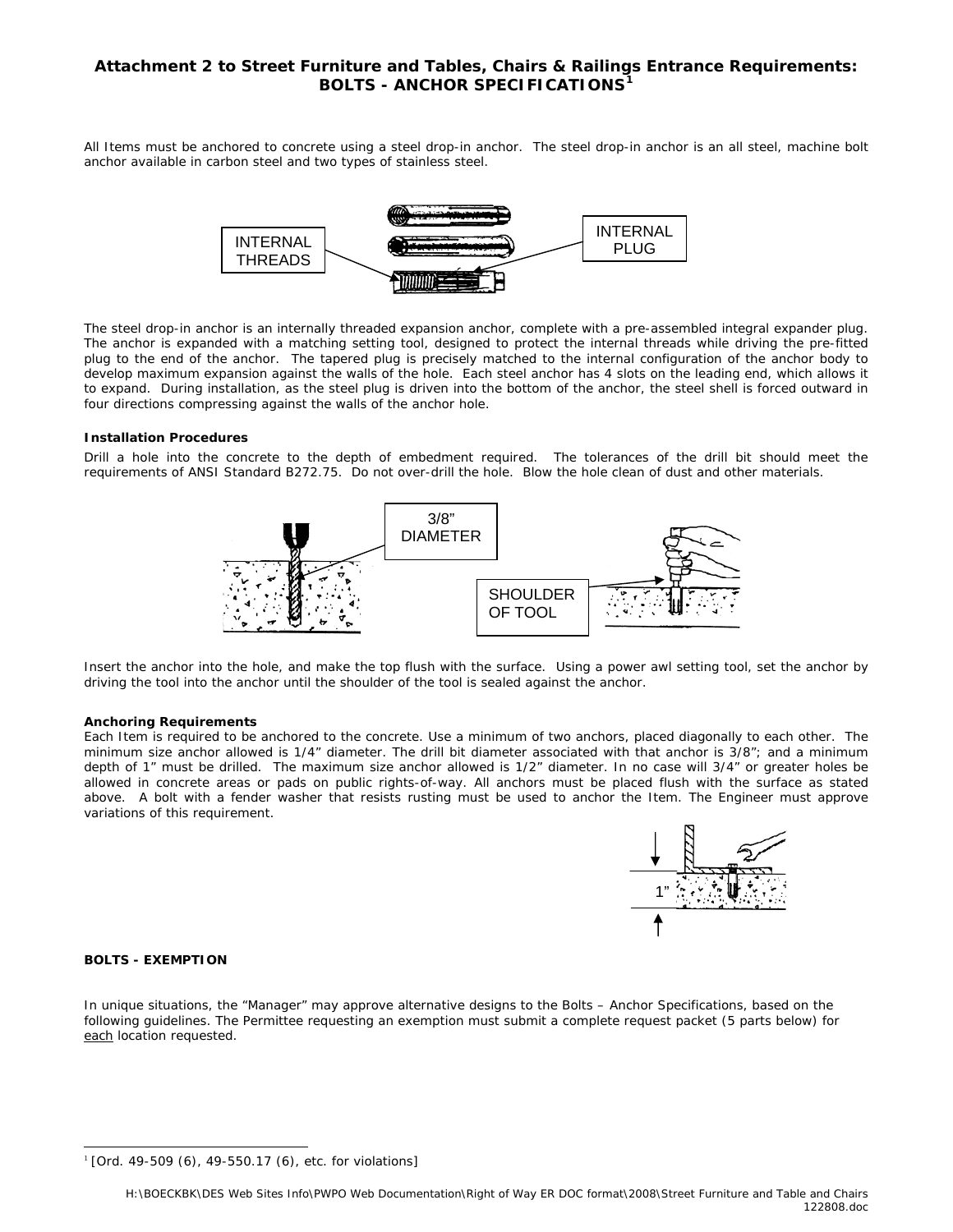## Attachment 2 to Street Furniture and Tables, Chairs & Railings Entrance Requirements: BOLTS - ANCHOR SPECIFICATIONS[1]

All Items must be anchored to concrete using a steel drop-in anchor. The steel drop-in anchor is an all steel, machine bolt anchor available in carbon steel and two types of stainless steel.

INTERNAL THREADS

INTERNAL PLUG

The steel drop-in anchor is an internally threaded expansion anchor, complete with a pre-assembled integral expander plug. The anchor is expanded with a matching setting tool, designed to protect the internal threads while driving the pre-fitted plug to the end of the anchor. The tapered plug is precisely matched to the internal configuration of the anchor body to develop maximum expansion against the walls of the hole. Each steel anchor has 4 slots on the leading end, which allows it to expand. During installation, as the steel plug is driven into the bottom of the anchor, the steel shell is forced outward in four directions compressing against the walls of the anchor hole.

### Installation Procedures

Drill a hole into the concrete to the depth of embedment required. The tolerances of the drill bit should meet the requirements of ANSI Standard B272.75. Do not over-drill the hole. Blow the hole clean of dust and other materials.

3/8" DIAMETER

SHOULDER OF TOOL

Insert the anchor into the hole, and make the top flush with the surface. Using a power awl setting tool, set the anchor by driving the tool into the anchor until the shoulder of the tool is sealed against the anchor.

### Anchoring Requirements

Each Item is required to be anchored to the concrete. Use a minimum of two anchors, placed diagonally to each other. The minimum size anchor allowed is 1/4" diameter. The drill bit diameter associated with that anchor is 3/8"; and a minimum depth of 1" must be drilled. The maximum size anchor allowed is 1/2" diameter. In no case will 3/4" or greater holes be allowed in concrete areas or pads on public rights-of-way. All anchors must be placed flush with the surface as stated above. A bolt with a fender washer that resists rusting must be used to anchor the Item. The Engineer must approve variations of this requirement.

1"

### BOLTS - EXEMPTION

In unique situations, the "Manager" may approve alternative designs to the Bolts – Anchor Specifications, based on the following guidelines. The Permittee requesting an exemption must submit a complete request packet (5 parts below) for each location requested.

[1] [Ord. 49-509 (6), 49-550.17 (6), etc. for violations]